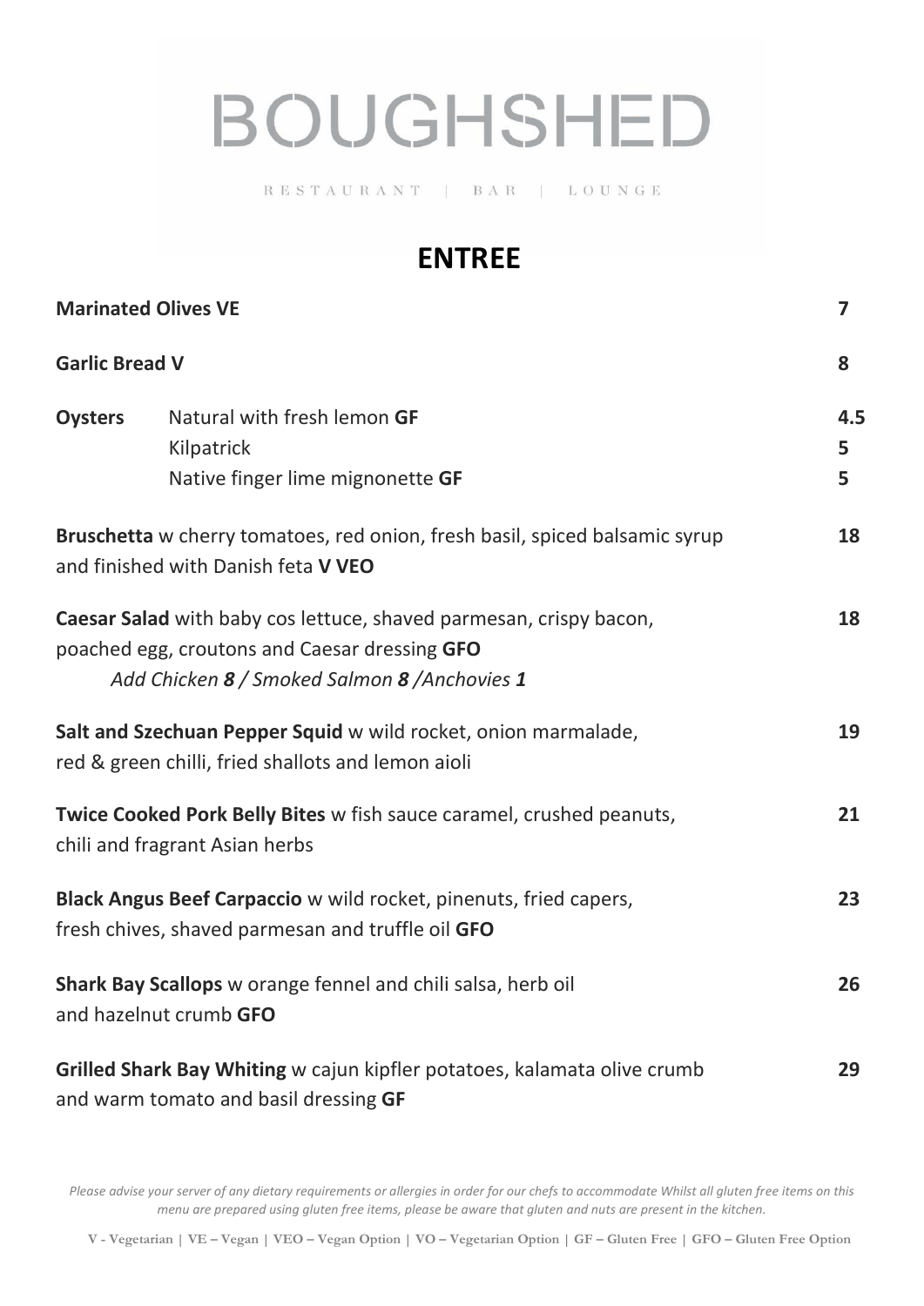# BOUGHSHED

RESTAURANT | BAR | LOUNGE

## ENTREE

**Marinated Olives VE** — **7**

**Garlic Bread V** — **8**

**Oysters**

| | | |
|---|---|---|
| **Oysters** | Natural with fresh lemon **GF** | **4.5** |
| | Kilpatrick | **5** |
| | Native finger lime mignonette **GF** | **5** |

**Bruschetta** w cherry tomatoes, red onion, fresh basil, spiced balsamic syrup and finished with Danish feta **V VEO** — **18**

**Caesar Salad** with baby cos lettuce, shaved parmesan, crispy bacon, poached egg, croutons and Caesar dressing **GFO** — **18**
*Add Chicken **8** / Smoked Salmon **8** /Anchovies **1***

**Salt and Szechuan Pepper Squid** w wild rocket, onion marmalade, red & green chilli, fried shallots and lemon aioli — **19**

**Twice Cooked Pork Belly Bites** w fish sauce caramel, crushed peanuts, chili and fragrant Asian herbs — **21**

**Black Angus Beef Carpaccio** w wild rocket, pinenuts, fried capers, fresh chives, shaved parmesan and truffle oil **GFO** — **23**

**Shark Bay Scallops** w orange fennel and chili salsa, herb oil and hazelnut crumb **GFO** — **26**

**Grilled Shark Bay Whiting** w cajun kipfler potatoes, kalamata olive crumb and warm tomato and basil dressing **GF** — **29**

*Please advise your server of any dietary requirements or allergies in order for our chefs to accommodate Whilst all gluten free items on this menu are prepared using gluten free items, please be aware that gluten and nuts are present in the kitchen.*

**V - Vegetarian | VE – Vegan | VEO – Vegan Option | VO – Vegetarian Option | GF – Gluten Free | GFO – Gluten Free Option**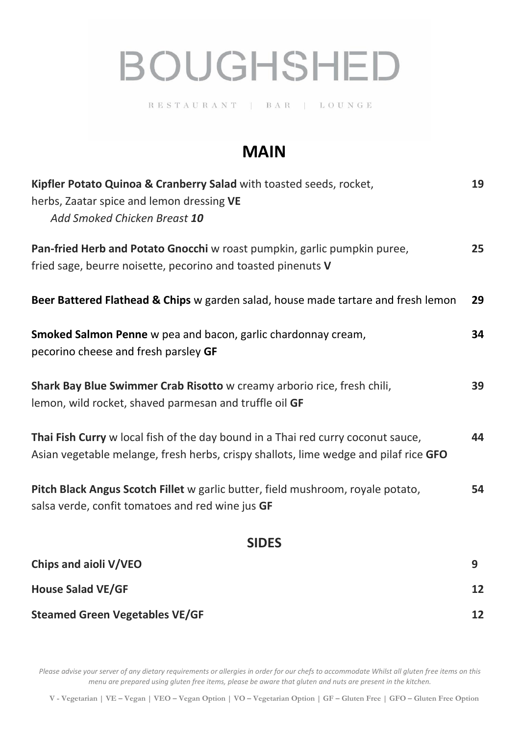# BOUGHSHED

RESTAURANT | BAR | LOUNGE

## MAIN

**Kipfler Potato Quinoa & Cranberry Salad** with toasted seeds, rocket, herbs, Zaatar spice and lemon dressing **VE** — **19**
*Add Smoked Chicken Breast **10***

**Pan-fried Herb and Potato Gnocchi** w roast pumpkin, garlic pumpkin puree, fried sage, beurre noisette, pecorino and toasted pinenuts **V** — **25**

**Beer Battered Flathead & Chips** w garden salad, house made tartare and fresh lemon — **29**

**Smoked Salmon Penne** w pea and bacon, garlic chardonnay cream, pecorino cheese and fresh parsley **GF** — **34**

**Shark Bay Blue Swimmer Crab Risotto** w creamy arborio rice, fresh chili, lemon, wild rocket, shaved parmesan and truffle oil **GF** — **39**

**Thai Fish Curry** w local fish of the day bound in a Thai red curry coconut sauce, Asian vegetable melange, fresh herbs, crispy shallots, lime wedge and pilaf rice **GFO** — **44**

**Pitch Black Angus Scotch Fillet** w garlic butter, field mushroom, royale potato, salsa verde, confit tomatoes and red wine jus **GF** — **54**

## SIDES

**Chips and aioli V/VEO** — **9**

**House Salad VE/GF** — **12**

**Steamed Green Vegetables VE/GF** — **12**

*Please advise your server of any dietary requirements or allergies in order for our chefs to accommodate Whilst all gluten free items on this menu are prepared using gluten free items, please be aware that gluten and nuts are present in the kitchen.*

**V - Vegetarian | VE – Vegan | VEO – Vegan Option | VO – Vegetarian Option | GF – Gluten Free | GFO – Gluten Free Option**